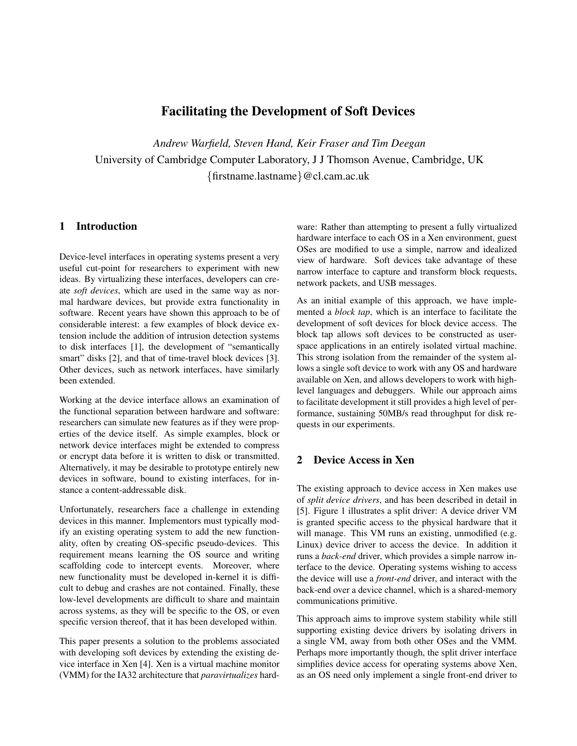# Facilitating the Development of Soft Devices

*Andrew Warfield, Steven Hand, Keir Fraser and Tim Deegan*

University of Cambridge Computer Laboratory, J J Thomson Avenue, Cambridge, UK

{firstname.lastname}@cl.cam.ac.uk

## 1 Introduction

Device-level interfaces in operating systems present a very useful cut-point for researchers to experiment with new ideas. By virtualizing these interfaces, developers can create *soft devices*, which are used in the same way as normal hardware devices, but provide extra functionality in software. Recent years have shown this approach to be of considerable interest: a few examples of block device extension include the addition of intrusion detection systems to disk interfaces [1], the development of "semantically smart" disks [2], and that of time-travel block devices [3]. Other devices, such as network interfaces, have similarly been extended.

Working at the device interface allows an examination of the functional separation between hardware and software: researchers can simulate new features as if they were properties of the device itself. As simple examples, block or network device interfaces might be extended to compress or encrypt data before it is written to disk or transmitted. Alternatively, it may be desirable to prototype entirely new devices in software, bound to existing interfaces, for instance a content-addressable disk.

Unfortunately, researchers face a challenge in extending devices in this manner. Implementors must typically modify an existing operating system to add the new functionality, often by creating OS-specific pseudo-devices. This requirement means learning the OS source and writing scaffolding code to intercept events. Moreover, where new functionality must be developed in-kernel it is difficult to debug and crashes are not contained. Finally, these low-level developments are difficult to share and maintain across systems, as they will be specific to the OS, or even specific version thereof, that it has been developed within.

This paper presents a solution to the problems associated with developing soft devices by extending the existing device interface in Xen [4]. Xen is a virtual machine monitor (VMM) for the IA32 architecture that *paravirtualizes* hardware: Rather than attempting to present a fully virtualized hardware interface to each OS in a Xen environment, guest OSes are modified to use a simple, narrow and idealized view of hardware. Soft devices take advantage of these narrow interface to capture and transform block requests, network packets, and USB messages.

As an initial example of this approach, we have implemented a *block tap*, which is an interface to facilitate the development of soft devices for block device access. The block tap allows soft devices to be constructed as user-space applications in an entirely isolated virtual machine. This strong isolation from the remainder of the system allows a single soft device to work with any OS and hardware available on Xen, and allows developers to work with high-level languages and debuggers. While our approach aims to facilitate development it still provides a high level of performance, sustaining 50MB/s read throughput for disk requests in our experiments.

## 2 Device Access in Xen

The existing approach to device access in Xen makes use of *split device drivers*, and has been described in detail in [5]. Figure 1 illustrates a split driver: A device driver VM is granted specific access to the physical hardware that it will manage. This VM runs an existing, unmodified (e.g. Linux) device driver to access the device. In addition it runs a *back-end* driver, which provides a simple narrow interface to the device. Operating systems wishing to access the device will use a *front-end* driver, and interact with the back-end over a device channel, which is a shared-memory communications primitive.

This approach aims to improve system stability while still supporting existing device drivers by isolating drivers in a single VM, away from both other OSes and the VMM. Perhaps more importantly though, the split driver interface simplifies device access for operating systems above Xen, as an OS need only implement a single front-end driver to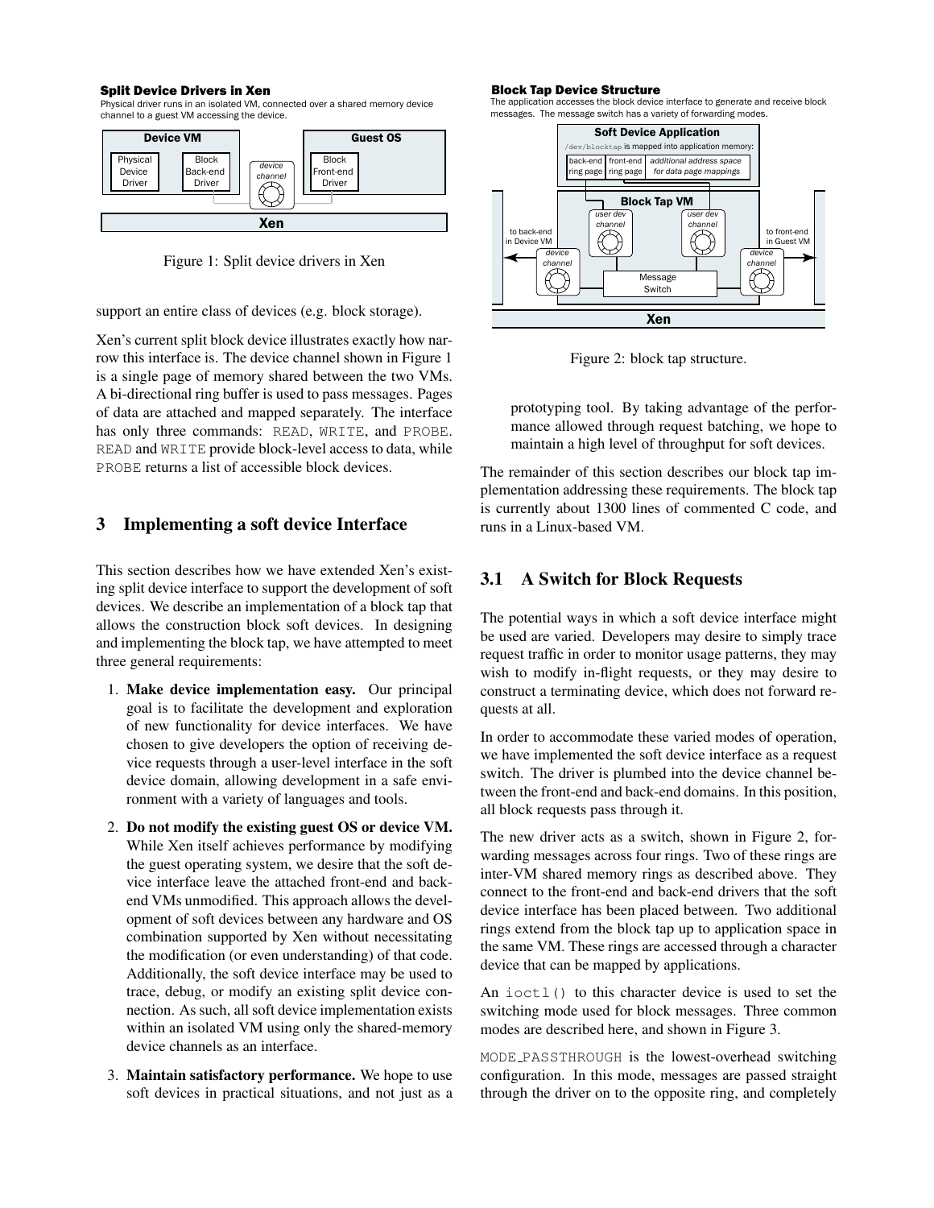**Split Device Drivers in Xen**

Physical driver runs in an isolated VM, connected over a shared memory device channel to a guest VM accessing the device.

Figure 1: Split device drivers in Xen

support an entire class of devices (e.g. block storage).

Xen's current split block device illustrates exactly how narrow this interface is. The device channel shown in Figure 1 is a single page of memory shared between the two VMs. A bi-directional ring buffer is used to pass messages. Pages of data are attached and mapped separately. The interface has only three commands: `READ`, `WRITE`, and `PROBE`. `READ` and `WRITE` provide block-level access to data, while `PROBE` returns a list of accessible block devices.

## 3 Implementing a soft device Interface

This section describes how we have extended Xen's existing split device interface to support the development of soft devices. We describe an implementation of a block tap that allows the construction block soft devices. In designing and implementing the block tap, we have attempted to meet three general requirements:

1. **Make device implementation easy.** Our principal goal is to facilitate the development and exploration of new functionality for device interfaces. We have chosen to give developers the option of receiving device requests through a user-level interface in the soft device domain, allowing development in a safe environment with a variety of languages and tools.
2. **Do not modify the existing guest OS or device VM.** While Xen itself achieves performance by modifying the guest operating system, we desire that the soft device interface leave the attached front-end and back-end VMs unmodified. This approach allows the development of soft devices between any hardware and OS combination supported by Xen without necessitating the modification (or even understanding) of that code. Additionally, the soft device interface may be used to trace, debug, or modify an existing split device connection. As such, all soft device implementation exists within an isolated VM using only the shared-memory device channels as an interface.
3. **Maintain satisfactory performance.** We hope to use soft devices in practical situations, and not just as a prototyping tool. By taking advantage of the performance allowed through request batching, we hope to maintain a high level of throughput for soft devices.

**Block Tap Device Structure**

The application accesses the block device interface to generate and receive block messages. The message switch has a variety of forwarding modes.

Figure 2: block tap structure.

The remainder of this section describes our block tap implementation addressing these requirements. The block tap is currently about 1300 lines of commented C code, and runs in a Linux-based VM.

### 3.1 A Switch for Block Requests

The potential ways in which a soft device interface might be used are varied. Developers may desire to simply trace request traffic in order to monitor usage patterns, they may wish to modify in-flight requests, or they may desire to construct a terminating device, which does not forward requests at all.

In order to accommodate these varied modes of operation, we have implemented the soft device interface as a request switch. The driver is plumbed into the device channel between the front-end and back-end domains. In this position, all block requests pass through it.

The new driver acts as a switch, shown in Figure 2, forwarding messages across four rings. Two of these rings are inter-VM shared memory rings as described above. They connect to the front-end and back-end drivers that the soft device interface has been placed between. Two additional rings extend from the block tap up to application space in the same VM. These rings are accessed through a character device that can be mapped by applications.

An `ioctl()` to this character device is used to set the switching mode used for block messages. Three common modes are described here, and shown in Figure 3.

`MODE_PASSTHROUGH` is the lowest-overhead switching configuration. In this mode, messages are passed straight through the driver on to the opposite ring, and completely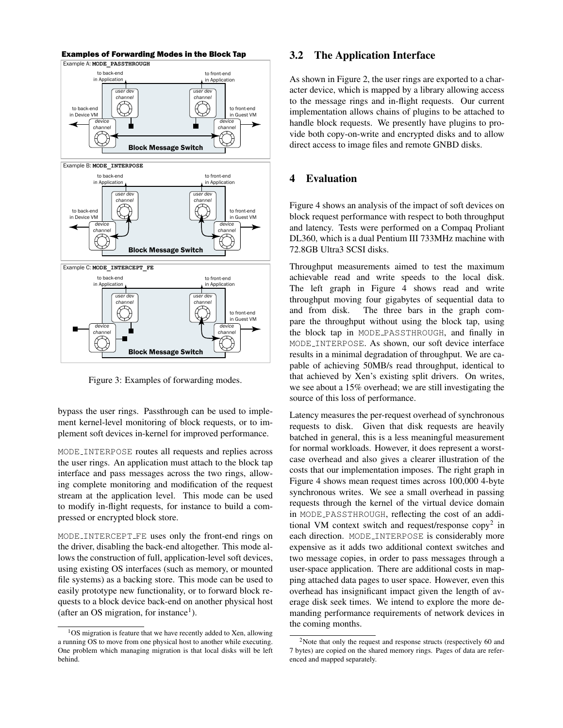Figure 3: Examples of forwarding modes.

bypass the user rings. Passthrough can be used to implement kernel-level monitoring of block requests, or to implement soft devices in-kernel for improved performance.

MODE_INTERPOSE routes all requests and replies across the user rings. An application must attach to the block tap interface and pass messages across the two rings, allowing complete monitoring and modification of the request stream at the application level. This mode can be used to modify in-flight requests, for instance to build a compressed or encrypted block store.

MODE_INTERCEPT_FE uses only the front-end rings on the driver, disabling the back-end altogether. This mode allows the construction of full, application-level soft devices, using existing OS interfaces (such as memory, or mounted file systems) as a backing store. This mode can be used to easily prototype new functionality, or to forward block requests to a block device back-end on another physical host (after an OS migration, for instance[1]).

[1]OS migration is feature that we have recently added to Xen, allowing a running OS to move from one physical host to another while executing. One problem which managing migration is that local disks will be left behind.

## 3.2 The Application Interface

As shown in Figure 2, the user rings are exported to a character device, which is mapped by a library allowing access to the message rings and in-flight requests. Our current implementation allows chains of plugins to be attached to handle block requests. We presently have plugins to provide both copy-on-write and encrypted disks and to allow direct access to image files and remote GNBD disks.

# 4 Evaluation

Figure 4 shows an analysis of the impact of soft devices on block request performance with respect to both throughput and latency. Tests were performed on a Compaq Proliant DL360, which is a dual Pentium III 733MHz machine with 72.8GB Ultra3 SCSI disks.

Throughput measurements aimed to test the maximum achievable read and write speeds to the local disk. The left graph in Figure 4 shows read and write throughput moving four gigabytes of sequential data to and from disk. The three bars in the graph compare the throughput without using the block tap, using the block tap in MODE_PASSTHROUGH, and finally in MODE_INTERPOSE. As shown, our soft device interface results in a minimal degradation of throughput. We are capable of achieving 50MB/s read throughput, identical to that achieved by Xen's existing split drivers. On writes, we see about a 15% overhead; we are still investigating the source of this loss of performance.

Latency measures the per-request overhead of synchronous requests to disk. Given that disk requests are heavily batched in general, this is a less meaningful measurement for normal workloads. However, it does represent a worst-case overhead and also gives a clearer illustration of the costs that our implementation imposes. The right graph in Figure 4 shows mean request times across 100,000 4-byte synchronous writes. We see a small overhead in passing requests through the kernel of the virtual device domain in MODE_PASSTHROUGH, reflecting the cost of an additional VM context switch and request/response copy[2] in each direction. MODE_INTERPOSE is considerably more expensive as it adds two additional context switches and two message copies, in order to pass messages through a user-space application. There are additional costs in mapping attached data pages to user space. However, even this overhead has insignificant impact given the length of average disk seek times. We intend to explore the more demanding performance requirements of network devices in the coming months.

[2]Note that only the request and response structs (respectively 60 and 7 bytes) are copied on the shared memory rings. Pages of data are referenced and mapped separately.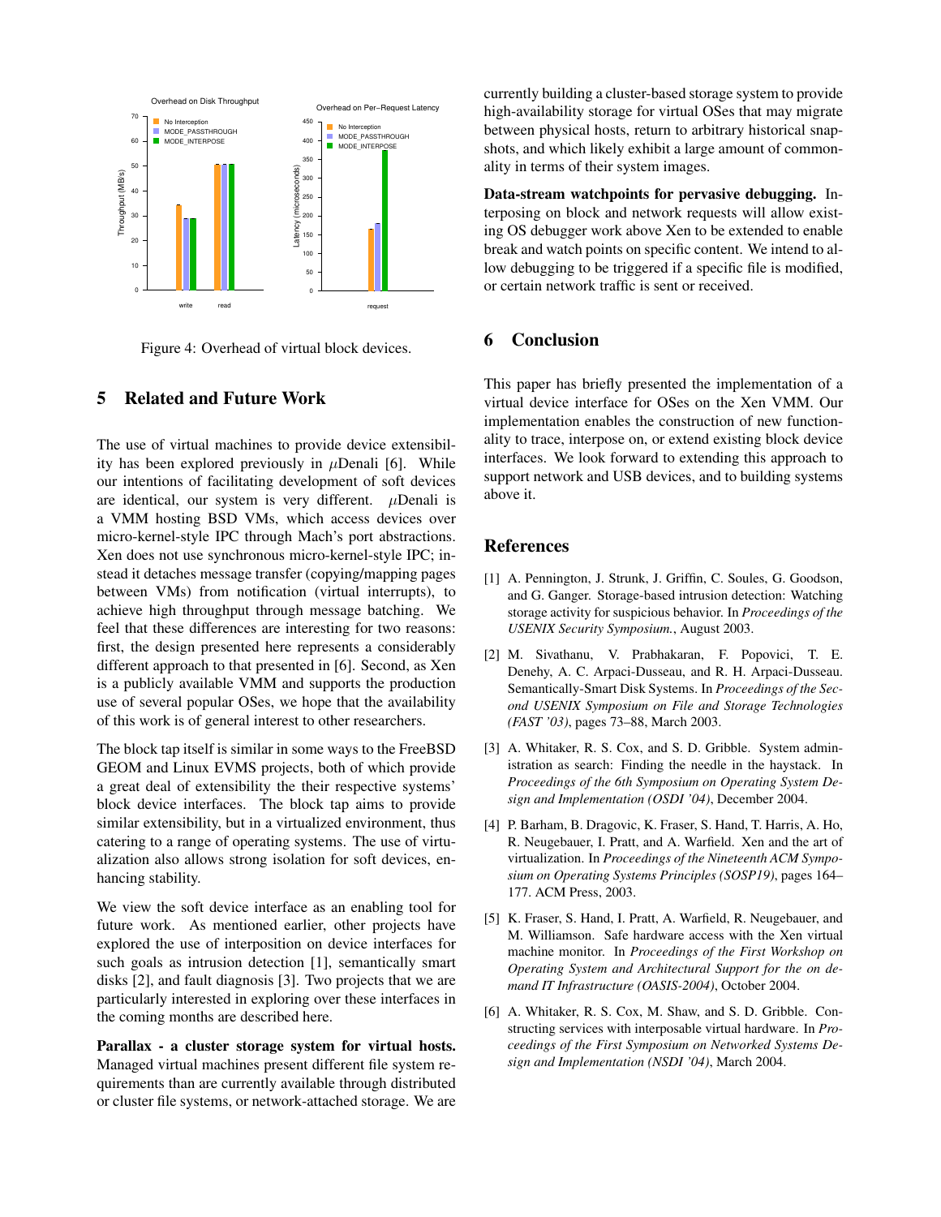Overhead on Disk Throughput

Throughput (MB/s)

70
60
50
40
30
20
10
0

No Interception
MODE_PASSTHROUGH
MODE_INTERPOSE

write
read

Overhead on Per−Request Latency

Latency (microseconds)

450
400
350
300
250
200
150
100
50
0

No Interception
MODE_PASSTHROUGH
MODE_INTERPOSE

request

Figure 4: Overhead of virtual block devices.

## 5 Related and Future Work

The use of virtual machines to provide device extensibility has been explored previously in $\mu$Denali [6]. While our intentions of facilitating development of soft devices are identical, our system is very different. $\mu$Denali is a VMM hosting BSD VMs, which access devices over micro-kernel-style IPC through Mach's port abstractions. Xen does not use synchronous micro-kernel-style IPC; instead it detaches message transfer (copying/mapping pages between VMs) from notification (virtual interrupts), to achieve high throughput through message batching. We feel that these differences are interesting for two reasons: first, the design presented here represents a considerably different approach to that presented in [6]. Second, as Xen is a publicly available VMM and supports the production use of several popular OSes, we hope that the availability of this work is of general interest to other researchers.

The block tap itself is similar in some ways to the FreeBSD GEOM and Linux EVMS projects, both of which provide a great deal of extensibility the their respective systems' block device interfaces. The block tap aims to provide similar extensibility, but in a virtualized environment, thus catering to a range of operating systems. The use of virtualization also allows strong isolation for soft devices, enhancing stability.

We view the soft device interface as an enabling tool for future work. As mentioned earlier, other projects have explored the use of interposition on device interfaces for such goals as intrusion detection [1], semantically smart disks [2], and fault diagnosis [3]. Two projects that we are particularly interested in exploring over these interfaces in the coming months are described here.

**Parallax - a cluster storage system for virtual hosts.** Managed virtual machines present different file system requirements than are currently available through distributed or cluster file systems, or network-attached storage. We are currently building a cluster-based storage system to provide high-availability storage for virtual OSes that may migrate between physical hosts, return to arbitrary historical snapshots, and which likely exhibit a large amount of commonality in terms of their system images.

**Data-stream watchpoints for pervasive debugging.** Interposing on block and network requests will allow existing OS debugger work above Xen to be extended to enable break and watch points on specific content. We intend to allow debugging to be triggered if a specific file is modified, or certain network traffic is sent or received.

## 6 Conclusion

This paper has briefly presented the implementation of a virtual device interface for OSes on the Xen VMM. Our implementation enables the construction of new functionality to trace, interpose on, or extend existing block device interfaces. We look forward to extending this approach to support network and USB devices, and to building systems above it.

## References

[1] A. Pennington, J. Strunk, J. Griffin, C. Soules, G. Goodson, and G. Ganger. Storage-based intrusion detection: Watching storage activity for suspicious behavior. In *Proceedings of the USENIX Security Symposium.*, August 2003.

[2] M. Sivathanu, V. Prabhakaran, F. Popovici, T. E. Denehy, A. C. Arpaci-Dusseau, and R. H. Arpaci-Dusseau. Semantically-Smart Disk Systems. In *Proceedings of the Second USENIX Symposium on File and Storage Technologies (FAST '03)*, pages 73–88, March 2003.

[3] A. Whitaker, R. S. Cox, and S. D. Gribble. System administration as search: Finding the needle in the haystack. In *Proceedings of the 6th Symposium on Operating System Design and Implementation (OSDI '04)*, December 2004.

[4] P. Barham, B. Dragovic, K. Fraser, S. Hand, T. Harris, A. Ho, R. Neugebauer, I. Pratt, and A. Warfield. Xen and the art of virtualization. In *Proceedings of the Nineteenth ACM Symposium on Operating Systems Principles (SOSP19)*, pages 164–177. ACM Press, 2003.

[5] K. Fraser, S. Hand, I. Pratt, A. Warfield, R. Neugebauer, and M. Williamson. Safe hardware access with the Xen virtual machine monitor. In *Proceedings of the First Workshop on Operating System and Architectural Support for the on demand IT Infrastructure (OASIS-2004)*, October 2004.

[6] A. Whitaker, R. S. Cox, M. Shaw, and S. D. Gribble. Constructing services with interposable virtual hardware. In *Proceedings of the First Symposium on Networked Systems Design and Implementation (NSDI '04)*, March 2004.